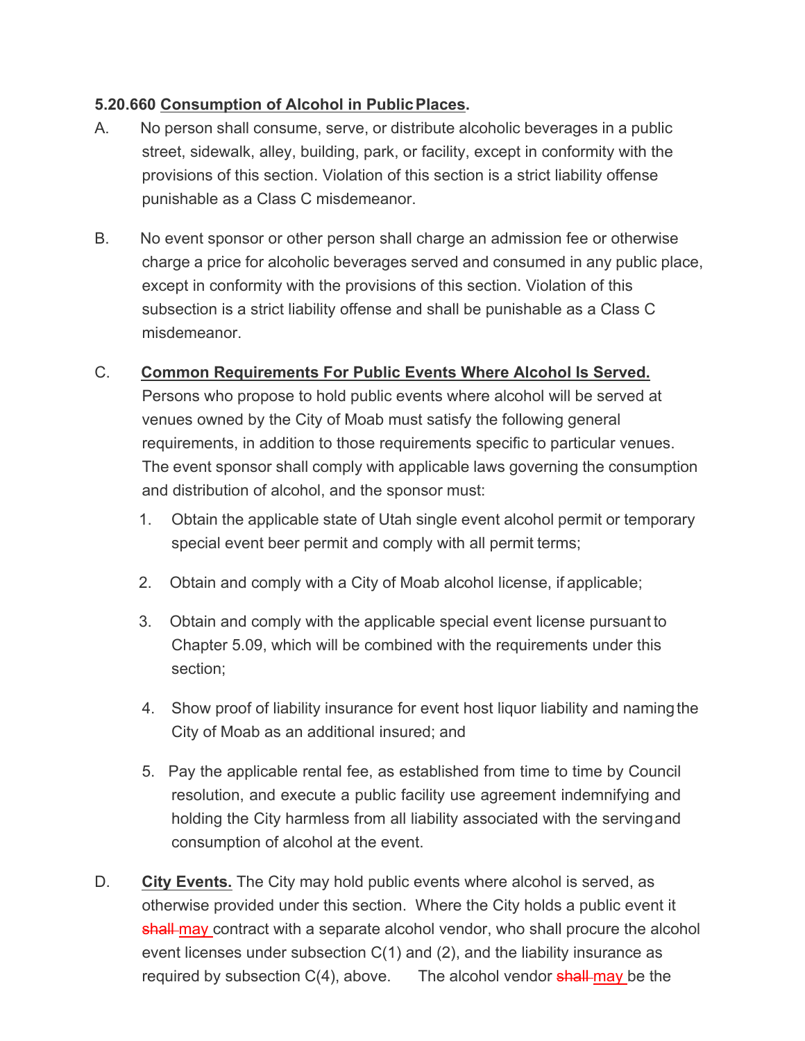**5.20.660 Consumption of Alcohol in Public Places.**

A. No person shall consume, serve, or distribute alcoholic beverages in a public street, sidewalk, alley, building, park, or facility, except in conformity with the provisions of this section. Violation of this section is a strict liability offense punishable as a Class C misdemeanor.

B. No event sponsor or other person shall charge an admission fee or otherwise charge a price for alcoholic beverages served and consumed in any public place, except in conformity with the provisions of this section. Violation of this subsection is a strict liability offense and shall be punishable as a Class C misdemeanor.

C. **Common Requirements For Public Events Where Alcohol Is Served.** Persons who propose to hold public events where alcohol will be served at venues owned by the City of Moab must satisfy the following general requirements, in addition to those requirements specific to particular venues. The event sponsor shall comply with applicable laws governing the consumption and distribution of alcohol, and the sponsor must:

1. Obtain the applicable state of Utah single event alcohol permit or temporary special event beer permit and comply with all permit terms;
2. Obtain and comply with a City of Moab alcohol license, if applicable;
3. Obtain and comply with the applicable special event license pursuant to Chapter 5.09, which will be combined with the requirements under this section;
4. Show proof of liability insurance for event host liquor liability and naming the City of Moab as an additional insured; and
5. Pay the applicable rental fee, as established from time to time by Council resolution, and execute a public facility use agreement indemnifying and holding the City harmless from all liability associated with the serving and consumption of alcohol at the event.

D. **City Events.** The City may hold public events where alcohol is served, as otherwise provided under this section. Where the City holds a public event it ~~shall~~ may contract with a separate alcohol vendor, who shall procure the alcohol event licenses under subsection C(1) and (2), and the liability insurance as required by subsection C(4), above. The alcohol vendor ~~shall~~ may be the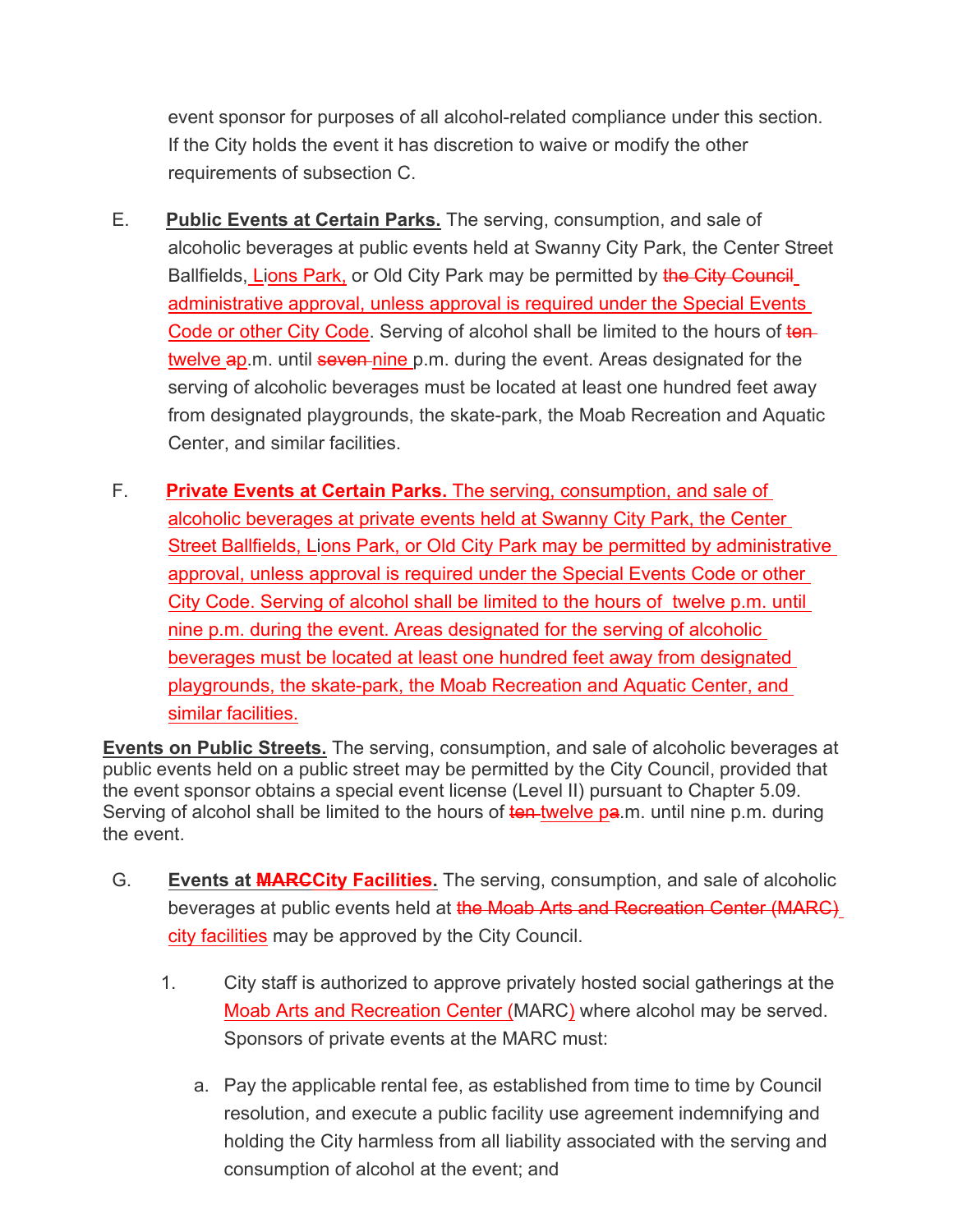event sponsor for purposes of all alcohol-related compliance under this section. If the City holds the event it has discretion to waive or modify the other requirements of subsection C.

E. **Public Events at Certain Parks.** The serving, consumption, and sale of alcoholic beverages at public events held at Swanny City Park, the Center Street Ballfields, Lions Park, or Old City Park may be permitted by ~~the City Council~~ administrative approval, unless approval is required under the Special Events Code or other City Code. Serving of alcohol shall be limited to the hours of ~~ten~~ twelve ~~a~~p.m. until ~~seven~~ nine p.m. during the event. Areas designated for the serving of alcoholic beverages must be located at least one hundred feet away from designated playgrounds, the skate-park, the Moab Recreation and Aquatic Center, and similar facilities.

F. **Private Events at Certain Parks.** The serving, consumption, and sale of alcoholic beverages at private events held at Swanny City Park, the Center Street Ballfields, Lions Park, or Old City Park may be permitted by administrative approval, unless approval is required under the Special Events Code or other City Code. Serving of alcohol shall be limited to the hours of twelve p.m. until nine p.m. during the event. Areas designated for the serving of alcoholic beverages must be located at least one hundred feet away from designated playgrounds, the skate-park, the Moab Recreation and Aquatic Center, and similar facilities.

**Events on Public Streets.** The serving, consumption, and sale of alcoholic beverages at public events held on a public street may be permitted by the City Council, provided that the event sponsor obtains a special event license (Level II) pursuant to Chapter 5.09. Serving of alcohol shall be limited to the hours of ~~ten~~ twelve p~~a~~.m. until nine p.m. during the event.

G. **Events at ~~MARC~~City Facilities.** The serving, consumption, and sale of alcoholic beverages at public events held at ~~the Moab Arts and Recreation Center (MARC)~~ city facilities may be approved by the City Council.

1. City staff is authorized to approve privately hosted social gatherings at the Moab Arts and Recreation Center (MARC) where alcohol may be served. Sponsors of private events at the MARC must:

   a. Pay the applicable rental fee, as established from time to time by Council resolution, and execute a public facility use agreement indemnifying and holding the City harmless from all liability associated with the serving and consumption of alcohol at the event; and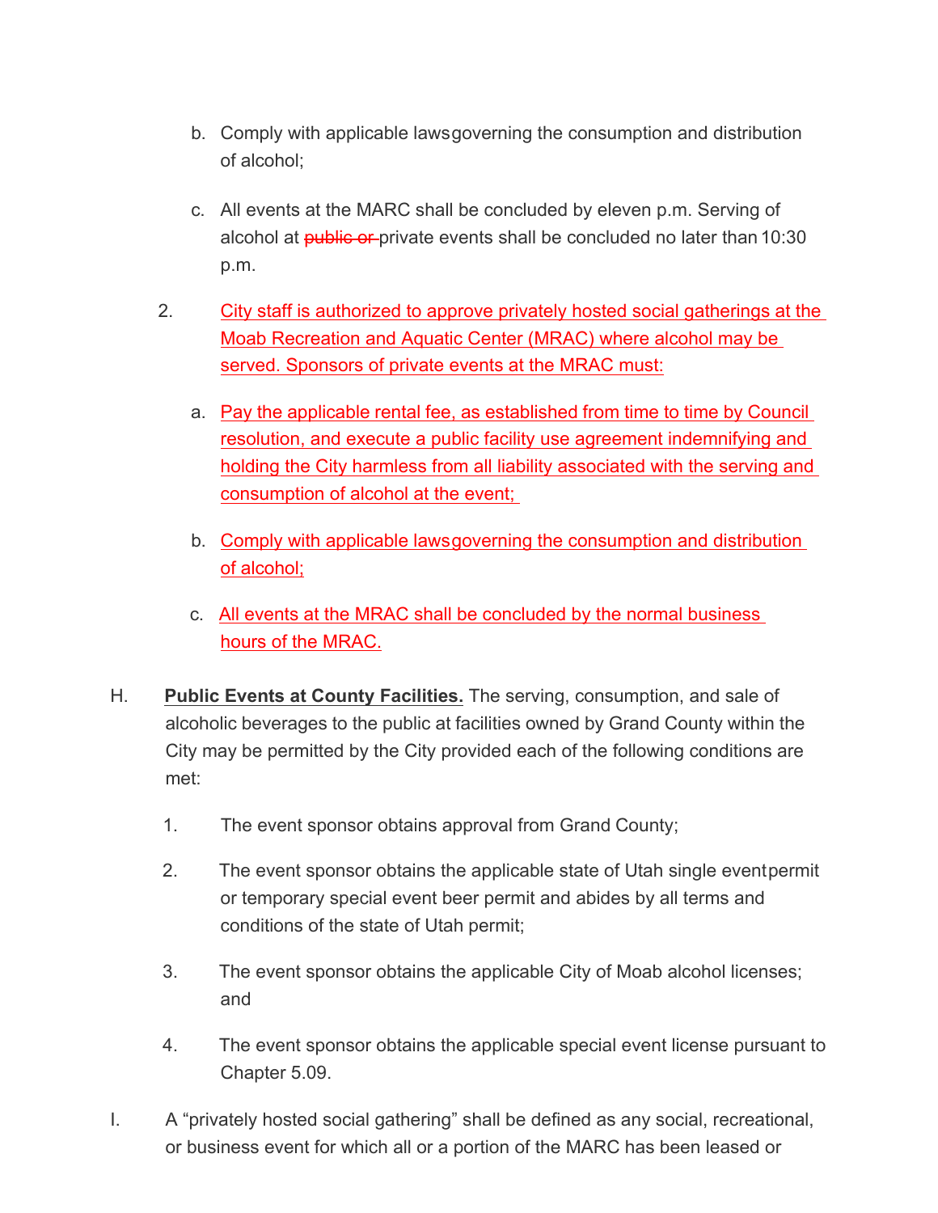b. Comply with applicable laws governing the consumption and distribution of alcohol;

c. All events at the MARC shall be concluded by eleven p.m. Serving of alcohol at ~~public or~~ private events shall be concluded no later than 10:30 p.m.

2. City staff is authorized to approve privately hosted social gatherings at the Moab Recreation and Aquatic Center (MRAC) where alcohol may be served. Sponsors of private events at the MRAC must:

   a. Pay the applicable rental fee, as established from time to time by Council resolution, and execute a public facility use agreement indemnifying and holding the City harmless from all liability associated with the serving and consumption of alcohol at the event;

   b. Comply with applicable laws governing the consumption and distribution of alcohol;

   c. All events at the MRAC shall be concluded by the normal business hours of the MRAC.

H. **Public Events at County Facilities.** The serving, consumption, and sale of alcoholic beverages to the public at facilities owned by Grand County within the City may be permitted by the City provided each of the following conditions are met:

1. The event sponsor obtains approval from Grand County;

2. The event sponsor obtains the applicable state of Utah single event permit or temporary special event beer permit and abides by all terms and conditions of the state of Utah permit;

3. The event sponsor obtains the applicable City of Moab alcohol licenses; and

4. The event sponsor obtains the applicable special event license pursuant to Chapter 5.09.

I. A "privately hosted social gathering" shall be defined as any social, recreational, or business event for which all or a portion of the MARC has been leased or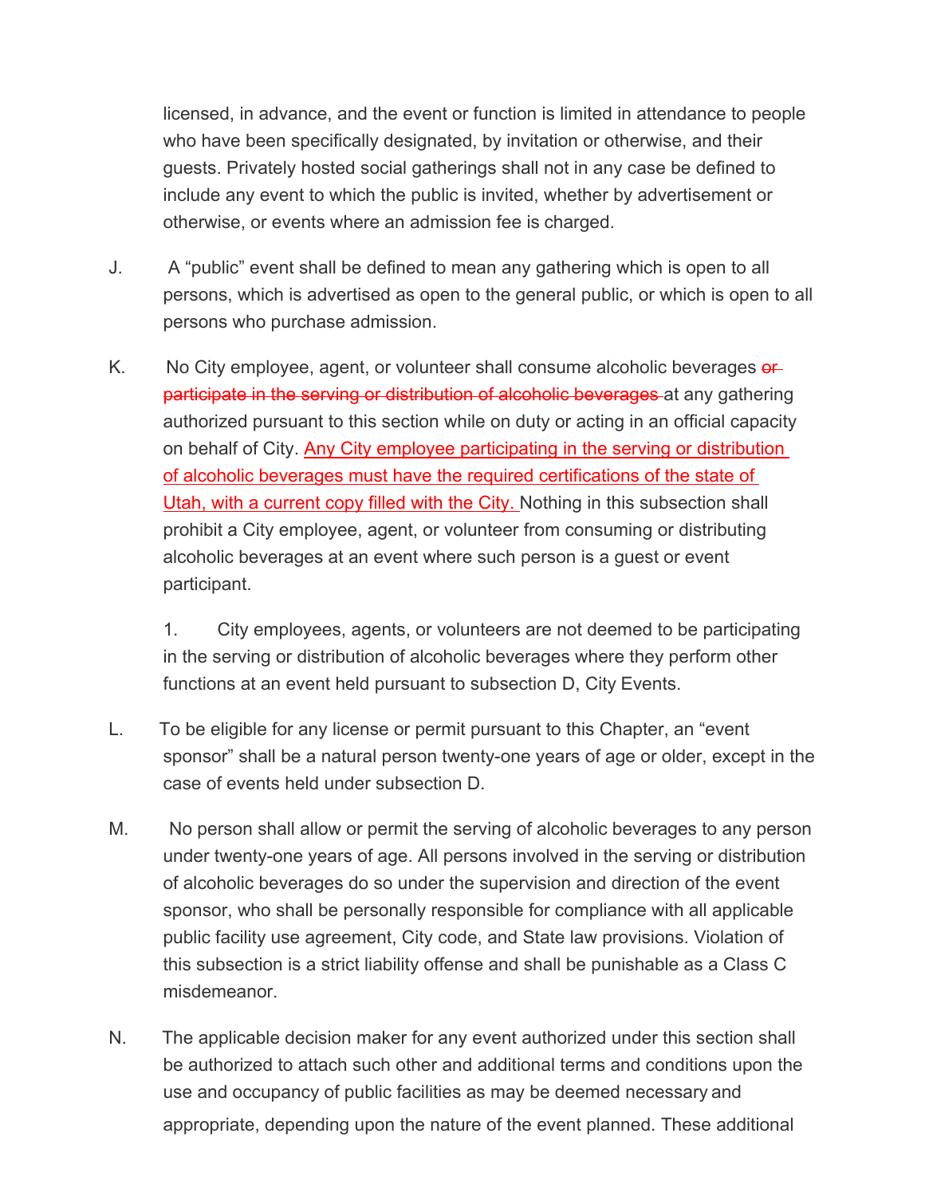licensed, in advance, and the event or function is limited in attendance to people who have been specifically designated, by invitation or otherwise, and their guests. Privately hosted social gatherings shall not in any case be defined to include any event to which the public is invited, whether by advertisement or otherwise, or events where an admission fee is charged.

J. A "public" event shall be defined to mean any gathering which is open to all persons, which is advertised as open to the general public, or which is open to all persons who purchase admission.

K. No City employee, agent, or volunteer shall consume alcoholic beverages ~~or participate in the serving or distribution of alcoholic beverages~~ at any gathering authorized pursuant to this section while on duty or acting in an official capacity on behalf of City. <u>Any City employee participating in the serving or distribution of alcoholic beverages must have the required certifications of the state of Utah, with a current copy filled with the City.</u> Nothing in this subsection shall prohibit a City employee, agent, or volunteer from consuming or distributing alcoholic beverages at an event where such person is a guest or event participant.

1. City employees, agents, or volunteers are not deemed to be participating in the serving or distribution of alcoholic beverages where they perform other functions at an event held pursuant to subsection D, City Events.

L. To be eligible for any license or permit pursuant to this Chapter, an "event sponsor" shall be a natural person twenty-one years of age or older, except in the case of events held under subsection D.

M. No person shall allow or permit the serving of alcoholic beverages to any person under twenty-one years of age. All persons involved in the serving or distribution of alcoholic beverages do so under the supervision and direction of the event sponsor, who shall be personally responsible for compliance with all applicable public facility use agreement, City code, and State law provisions. Violation of this subsection is a strict liability offense and shall be punishable as a Class C misdemeanor.

N. The applicable decision maker for any event authorized under this section shall be authorized to attach such other and additional terms and conditions upon the use and occupancy of public facilities as may be deemed necessary and appropriate, depending upon the nature of the event planned. These additional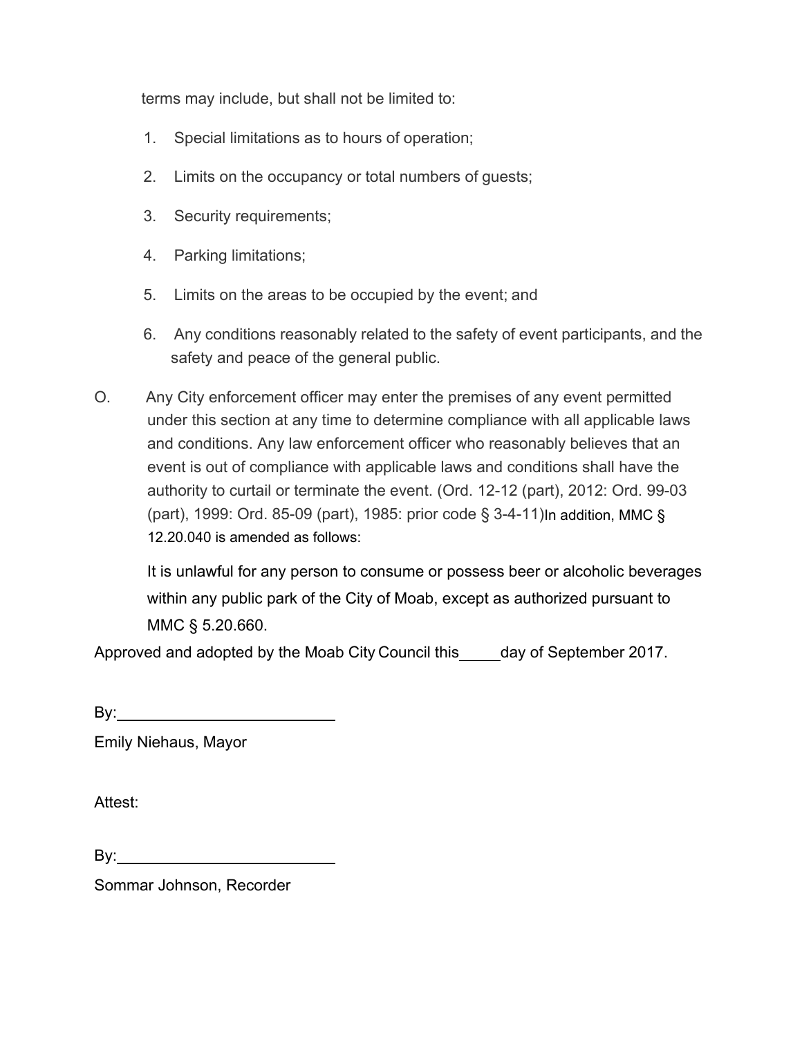terms may include, but shall not be limited to:

1. Special limitations as to hours of operation;
2. Limits on the occupancy or total numbers of guests;
3. Security requirements;
4. Parking limitations;
5. Limits on the areas to be occupied by the event; and
6. Any conditions reasonably related to the safety of event participants, and the safety and peace of the general public.

O. Any City enforcement officer may enter the premises of any event permitted under this section at any time to determine compliance with all applicable laws and conditions. Any law enforcement officer who reasonably believes that an event is out of compliance with applicable laws and conditions shall have the authority to curtail or terminate the event. (Ord. 12-12 (part), 2012: Ord. 99-03 (part), 1999: Ord. 85-09 (part), 1985: prior code § 3-4-11)In addition, MMC § 12.20.040 is amended as follows:

It is unlawful for any person to consume or possess beer or alcoholic beverages within any public park of the City of Moab, except as authorized pursuant to MMC § 5.20.660.

Approved and adopted by the Moab City Council this_____day of September 2017.

By:_________________________

Emily Niehaus, Mayor

Attest:

By:_________________________

Sommar Johnson, Recorder